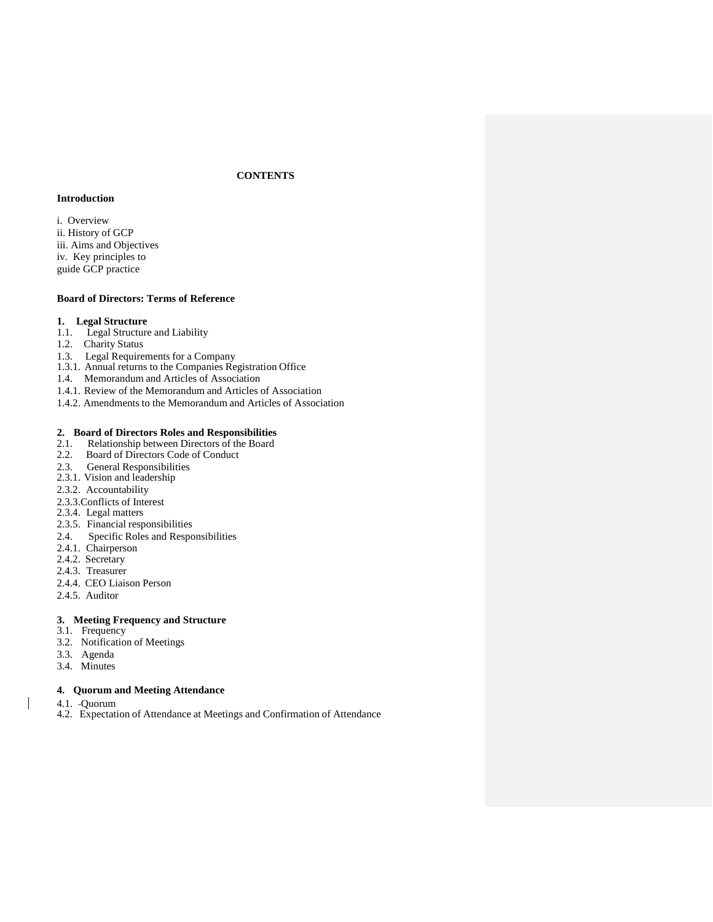**CONTENTS**

**Introduction**

i. Overview
ii. History of GCP
iii. Aims and Objectives
iv. Key principles to guide GCP practice

**Board of Directors: Terms of Reference**

**1. Legal Structure**

1.1. Legal Structure and Liability
1.2. Charity Status
1.3. Legal Requirements for a Company
1.3.1. Annual returns to the Companies Registration Office
1.4. Memorandum and Articles of Association
1.4.1. Review of the Memorandum and Articles of Association
1.4.2. Amendments to the Memorandum and Articles of Association

**2. Board of Directors Roles and Responsibilities**

2.1. Relationship between Directors of the Board
2.2. Board of Directors Code of Conduct
2.3. General Responsibilities
2.3.1. Vision and leadership
2.3.2. Accountability
2.3.3. Conflicts of Interest
2.3.4. Legal matters
2.3.5. Financial responsibilities
2.4. Specific Roles and Responsibilities
2.4.1. Chairperson
2.4.2. Secretary
2.4.3. Treasurer
2.4.4. CEO Liaison Person
2.4.5. Auditor

**3. Meeting Frequency and Structure**

3.1. Frequency
3.2. Notification of Meetings
3.3. Agenda
3.4. Minutes

**4. Quorum and Meeting Attendance**

4.1. Quorum
4.2. Expectation of Attendance at Meetings and Confirmation of Attendance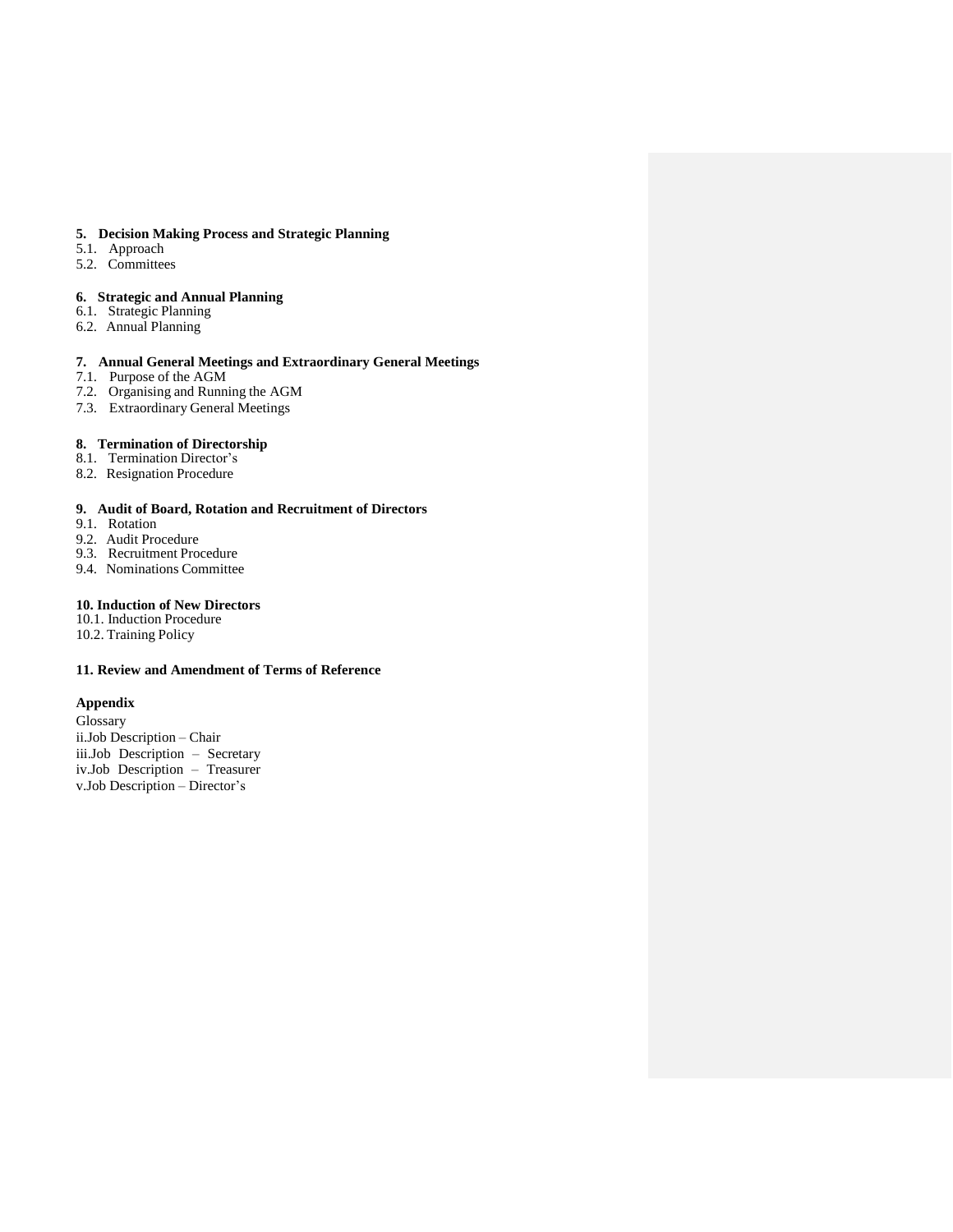**5. Decision Making Process and Strategic Planning**

5.1. Approach

5.2. Committees

**6. Strategic and Annual Planning**

6.1. Strategic Planning

6.2. Annual Planning

**7. Annual General Meetings and Extraordinary General Meetings**

7.1. Purpose of the AGM

7.2. Organising and Running the AGM

7.3. Extraordinary General Meetings

**8. Termination of Directorship**

8.1. Termination Director's

8.2. Resignation Procedure

**9. Audit of Board, Rotation and Recruitment of Directors**

9.1. Rotation

9.2. Audit Procedure

9.3. Recruitment Procedure

9.4. Nominations Committee

**10. Induction of New Directors**

10.1. Induction Procedure

10.2. Training Policy

**11. Review and Amendment of Terms of Reference**

**Appendix**

Glossary

ii.Job Description – Chair

iii.Job Description – Secretary

iv.Job Description – Treasurer

v.Job Description – Director's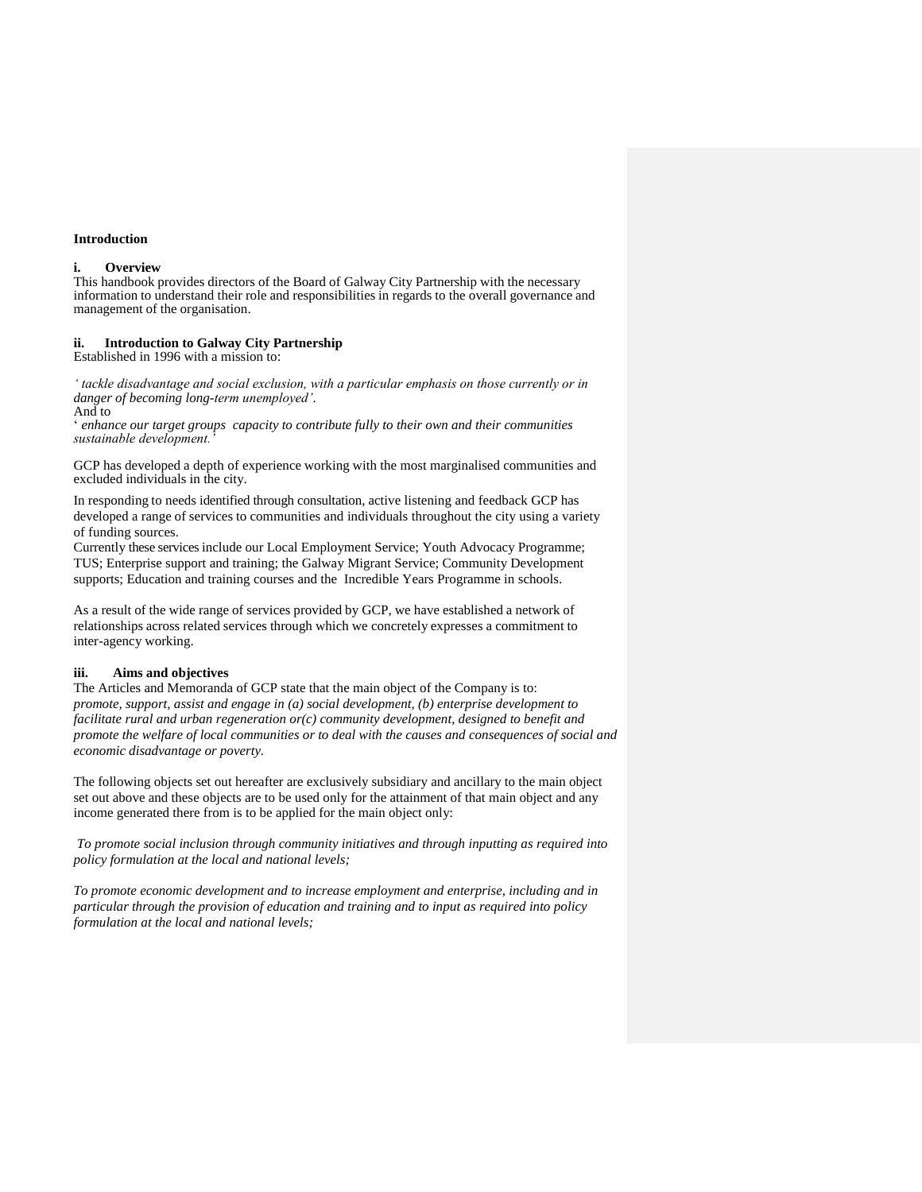## Introduction

### i. Overview

This handbook provides directors of the Board of Galway City Partnership with the necessary information to understand their role and responsibilities in regards to the overall governance and management of the organisation.

### ii. Introduction to Galway City Partnership

Established in 1996 with a mission to:

*' tackle disadvantage and social exclusion, with a particular emphasis on those currently or in danger of becoming long-term unemployed'.*

And to

' *enhance our target groups capacity to contribute fully to their own and their communities sustainable development.'*

GCP has developed a depth of experience working with the most marginalised communities and excluded individuals in the city.

In responding to needs identified through consultation, active listening and feedback GCP has developed a range of services to communities and individuals throughout the city using a variety of funding sources.

Currently these services include our Local Employment Service; Youth Advocacy Programme; TUS; Enterprise support and training; the Galway Migrant Service; Community Development supports; Education and training courses and the Incredible Years Programme in schools.

As a result of the wide range of services provided by GCP, we have established a network of relationships across related services through which we concretely expresses a commitment to inter-agency working.

### iii. Aims and objectives

The Articles and Memoranda of GCP state that the main object of the Company is to:

*promote, support, assist and engage in (a) social development, (b) enterprise development to facilitate rural and urban regeneration or(c) community development, designed to benefit and promote the welfare of local communities or to deal with the causes and consequences of social and economic disadvantage or poverty.*

The following objects set out hereafter are exclusively subsidiary and ancillary to the main object set out above and these objects are to be used only for the attainment of that main object and any income generated there from is to be applied for the main object only:

*To promote social inclusion through community initiatives and through inputting as required into policy formulation at the local and national levels;*

*To promote economic development and to increase employment and enterprise, including and in particular through the provision of education and training and to input as required into policy formulation at the local and national levels;*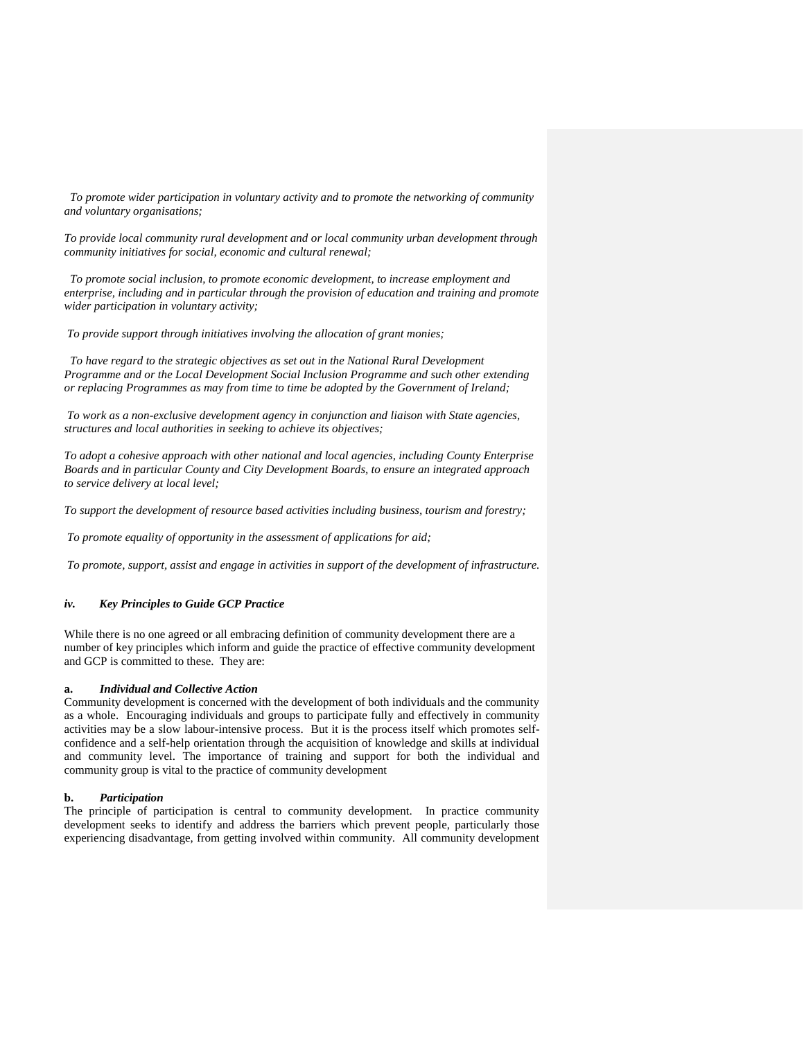*To promote wider participation in voluntary activity and to promote the networking of community and voluntary organisations;*

*To provide local community rural development and or local community urban development through community initiatives for social, economic and cultural renewal;*

*To promote social inclusion, to promote economic development, to increase employment and enterprise, including and in particular through the provision of education and training and promote wider participation in voluntary activity;*

*To provide support through initiatives involving the allocation of grant monies;*

*To have regard to the strategic objectives as set out in the National Rural Development Programme and or the Local Development Social Inclusion Programme and such other extending or replacing Programmes as may from time to time be adopted by the Government of Ireland;*

*To work as a non-exclusive development agency in conjunction and liaison with State agencies, structures and local authorities in seeking to achieve its objectives;*

*To adopt a cohesive approach with other national and local agencies, including County Enterprise Boards and in particular County and City Development Boards, to ensure an integrated approach to service delivery at local level;*

*To support the development of resource based activities including business, tourism and forestry;*

*To promote equality of opportunity in the assessment of applications for aid;*

*To promote, support, assist and engage in activities in support of the development of infrastructure.*

### *iv. Key Principles to Guide GCP Practice*

While there is no one agreed or all embracing definition of community development there are a number of key principles which inform and guide the practice of effective community development and GCP is committed to these. They are:

**a. *Individual and Collective Action***

Community development is concerned with the development of both individuals and the community as a whole. Encouraging individuals and groups to participate fully and effectively in community activities may be a slow labour-intensive process. But it is the process itself which promotes self-confidence and a self-help orientation through the acquisition of knowledge and skills at individual and community level. The importance of training and support for both the individual and community group is vital to the practice of community development

**b. *Participation***

The principle of participation is central to community development. In practice community development seeks to identify and address the barriers which prevent people, particularly those experiencing disadvantage, from getting involved within community. All community development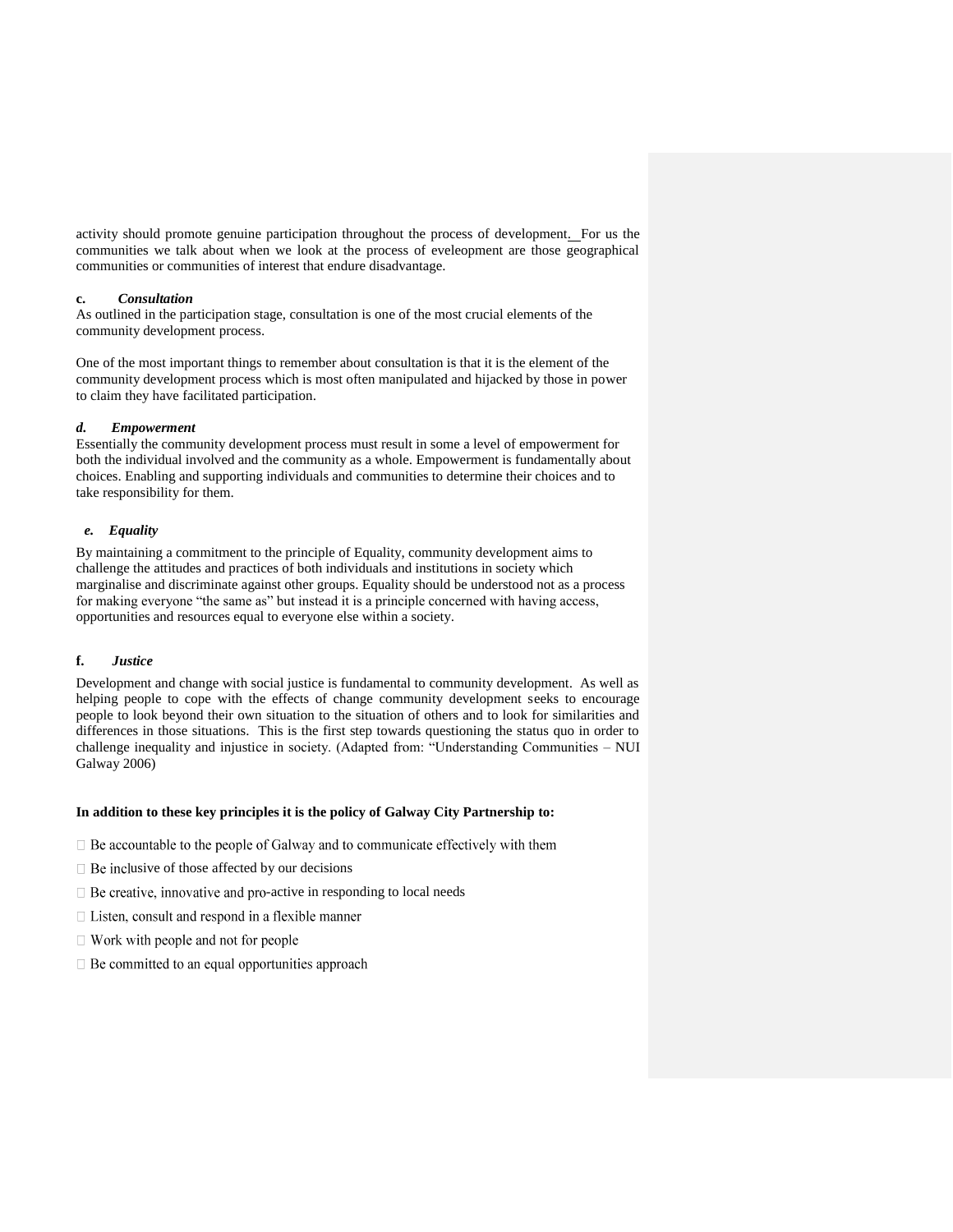activity should promote genuine participation throughout the process of development. For us the communities we talk about when we look at the process of eveleopment are those geographical communities or communities of interest that endure disadvantage.

**c. *Consultation***

As outlined in the participation stage, consultation is one of the most crucial elements of the community development process.

One of the most important things to remember about consultation is that it is the element of the community development process which is most often manipulated and hijacked by those in power to claim they have facilitated participation.

***d. Empowerment***

Essentially the community development process must result in some a level of empowerment for both the individual involved and the community as a whole. Empowerment is fundamentally about choices. Enabling and supporting individuals and communities to determine their choices and to take responsibility for them.

***e. Equality***

By maintaining a commitment to the principle of Equality, community development aims to challenge the attitudes and practices of both individuals and institutions in society which marginalise and discriminate against other groups. Equality should be understood not as a process for making everyone "the same as" but instead it is a principle concerned with having access, opportunities and resources equal to everyone else within a society.

**f. *Justice***

Development and change with social justice is fundamental to community development. As well as helping people to cope with the effects of change community development seeks to encourage people to look beyond their own situation to the situation of others and to look for similarities and differences in those situations. This is the first step towards questioning the status quo in order to challenge inequality and injustice in society. (Adapted from: "Understanding Communities – NUI Galway 2006)

**In addition to these key principles it is the policy of Galway City Partnership to:**

- Be accountable to the people of Galway and to communicate effectively with them
- Be inclusive of those affected by our decisions
- Be creative, innovative and pro-active in responding to local needs
- Listen, consult and respond in a flexible manner
- Work with people and not for people
- Be committed to an equal opportunities approach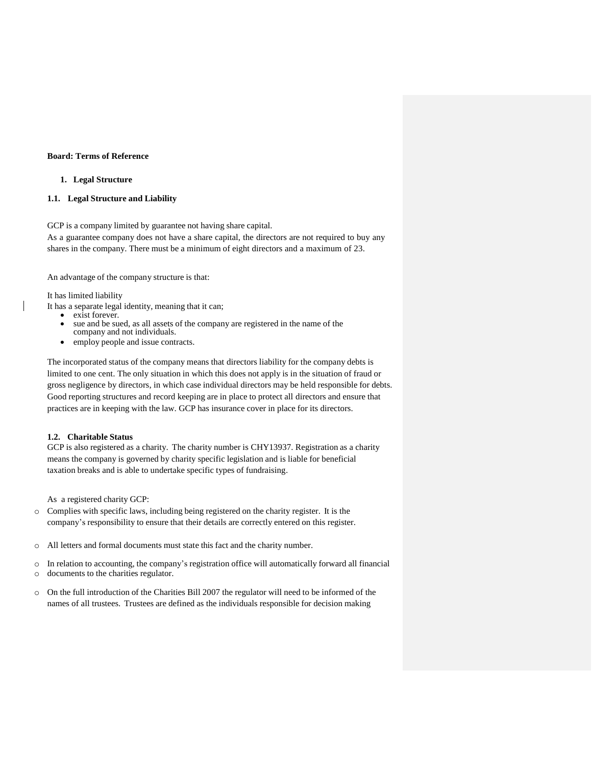**Board: Terms of Reference**

## 1. Legal Structure

### 1.1. Legal Structure and Liability

GCP is a company limited by guarantee not having share capital.
As a guarantee company does not have a share capital, the directors are not required to buy any shares in the company. There must be a minimum of eight directors and a maximum of 23.

An advantage of the company structure is that:

It has limited liability
It has a separate legal identity, meaning that it can;

- exist forever.
- sue and be sued, as all assets of the company are registered in the name of the company and not individuals.
- employ people and issue contracts.

The incorporated status of the company means that directors liability for the company debts is limited to one cent. The only situation in which this does not apply is in the situation of fraud or gross negligence by directors, in which case individual directors may be held responsible for debts. Good reporting structures and record keeping are in place to protect all directors and ensure that practices are in keeping with the law. GCP has insurance cover in place for its directors.

### 1.2. Charitable Status

GCP is also registered as a charity. The charity number is CHY13937. Registration as a charity means the company is governed by charity specific legislation and is liable for beneficial taxation breaks and is able to undertake specific types of fundraising.

As a registered charity GCP:

- Complies with specific laws, including being registered on the charity register. It is the company's responsibility to ensure that their details are correctly entered on this register.
- All letters and formal documents must state this fact and the charity number.
- In relation to accounting, the company's registration office will automatically forward all financial documents to the charities regulator.
- On the full introduction of the Charities Bill 2007 the regulator will need to be informed of the names of all trustees. Trustees are defined as the individuals responsible for decision making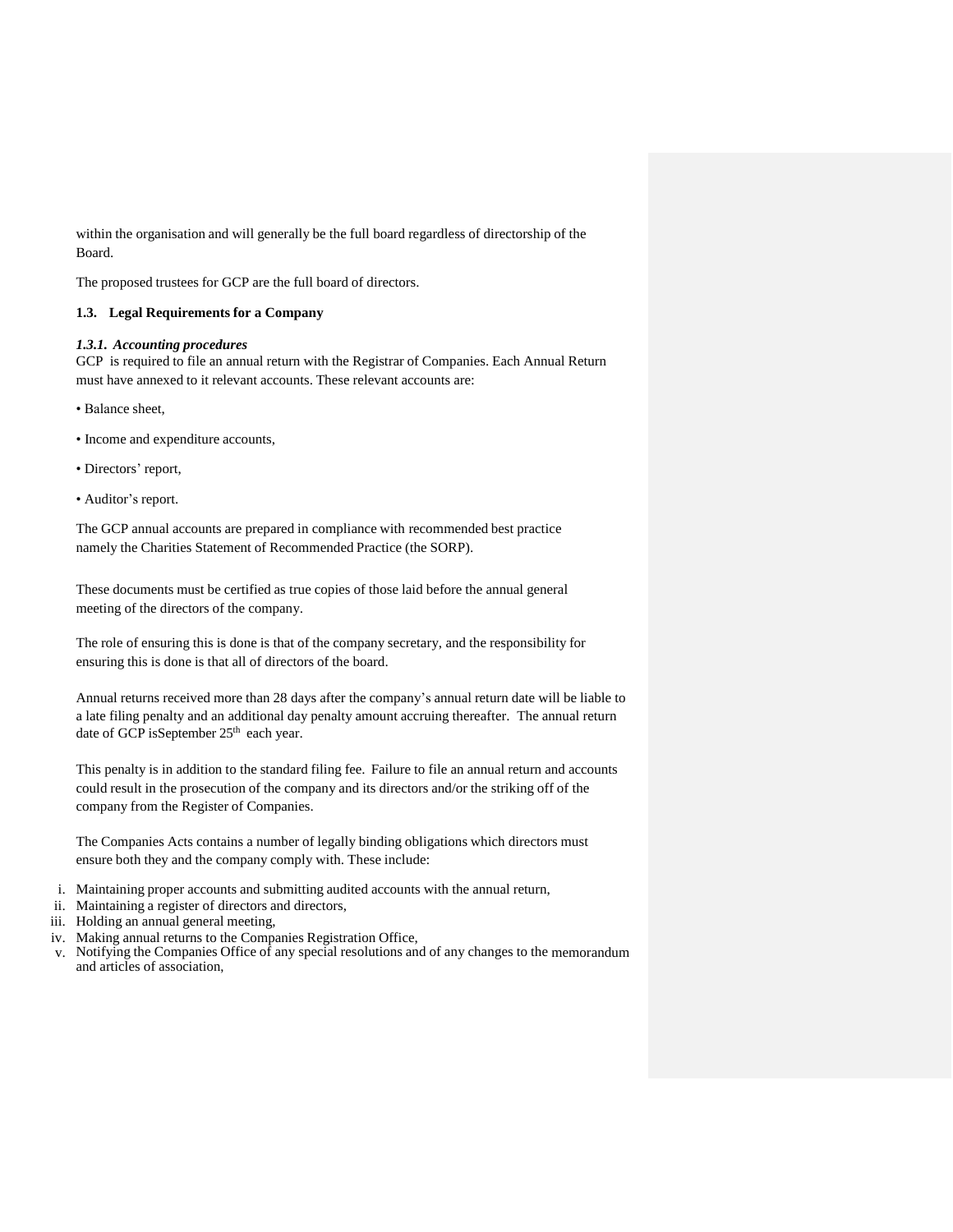within the organisation and will generally be the full board regardless of directorship of the Board.

The proposed trustees for GCP are the full board of directors.

### 1.3. Legal Requirements for a Company

#### *1.3.1. Accounting procedures*

GCP is required to file an annual return with the Registrar of Companies. Each Annual Return must have annexed to it relevant accounts. These relevant accounts are:

- Balance sheet,
- Income and expenditure accounts,
- Directors' report,
- Auditor's report.

The GCP annual accounts are prepared in compliance with recommended best practice namely the Charities Statement of Recommended Practice (the SORP).

These documents must be certified as true copies of those laid before the annual general meeting of the directors of the company.

The role of ensuring this is done is that of the company secretary, and the responsibility for ensuring this is done is that all of directors of the board.

Annual returns received more than 28 days after the company's annual return date will be liable to a late filing penalty and an additional day penalty amount accruing thereafter. The annual return date of GCP isSeptember 25th each year.

This penalty is in addition to the standard filing fee. Failure to file an annual return and accounts could result in the prosecution of the company and its directors and/or the striking off of the company from the Register of Companies.

The Companies Acts contains a number of legally binding obligations which directors must ensure both they and the company comply with. These include:

i. Maintaining proper accounts and submitting audited accounts with the annual return,
ii. Maintaining a register of directors and directors,
iii. Holding an annual general meeting,
iv. Making annual returns to the Companies Registration Office,
v. Notifying the Companies Office of any special resolutions and of any changes to the memorandum and articles of association,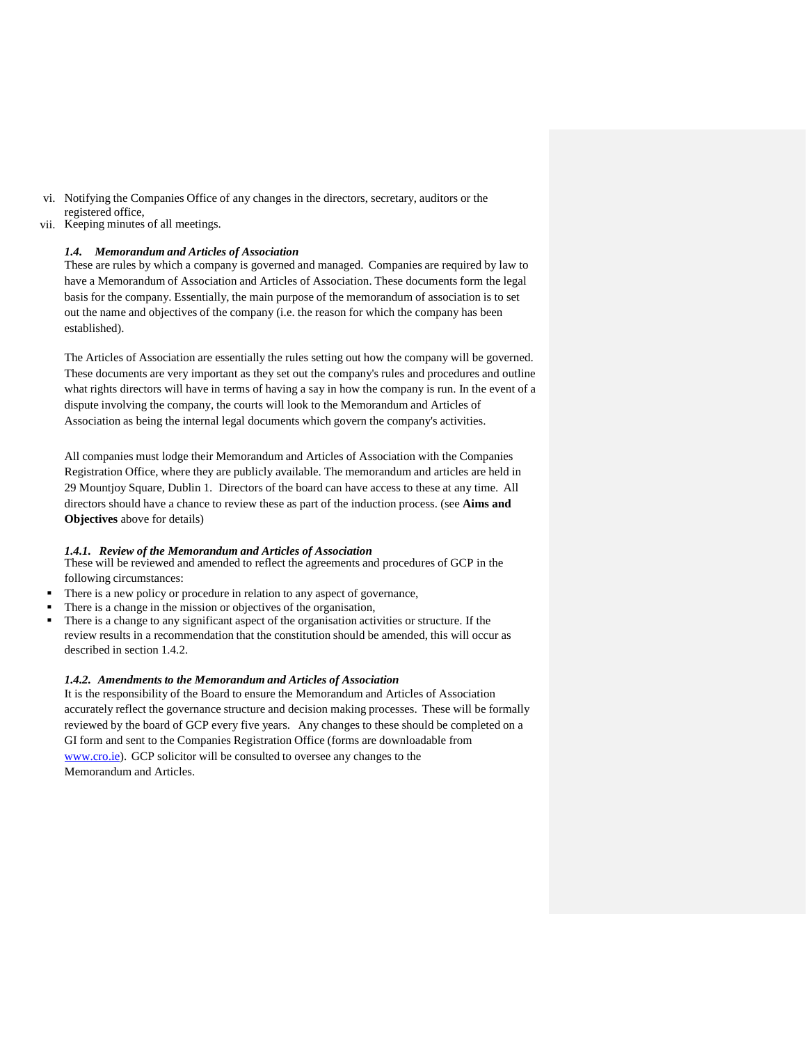vi. Notifying the Companies Office of any changes in the directors, secretary, auditors or the registered office,
vii. Keeping minutes of all meetings.

### *1.4. Memorandum and Articles of Association*

These are rules by which a company is governed and managed. Companies are required by law to have a Memorandum of Association and Articles of Association. These documents form the legal basis for the company. Essentially, the main purpose of the memorandum of association is to set out the name and objectives of the company (i.e. the reason for which the company has been established).

The Articles of Association are essentially the rules setting out how the company will be governed. These documents are very important as they set out the company's rules and procedures and outline what rights directors will have in terms of having a say in how the company is run. In the event of a dispute involving the company, the courts will look to the Memorandum and Articles of Association as being the internal legal documents which govern the company's activities.

All companies must lodge their Memorandum and Articles of Association with the Companies Registration Office, where they are publicly available. The memorandum and articles are held in 29 Mountjoy Square, Dublin 1. Directors of the board can have access to these at any time. All directors should have a chance to review these as part of the induction process. (see **Aims and Objectives** above for details)

#### *1.4.1. Review of the Memorandum and Articles of Association*

These will be reviewed and amended to reflect the agreements and procedures of GCP in the following circumstances:

- There is a new policy or procedure in relation to any aspect of governance,
- There is a change in the mission or objectives of the organisation,
- There is a change to any significant aspect of the organisation activities or structure. If the review results in a recommendation that the constitution should be amended, this will occur as described in section 1.4.2.

#### *1.4.2. Amendments to the Memorandum and Articles of Association*

It is the responsibility of the Board to ensure the Memorandum and Articles of Association accurately reflect the governance structure and decision making processes. These will be formally reviewed by the board of GCP every five years. Any changes to these should be completed on a GI form and sent to the Companies Registration Office (forms are downloadable from [www.cro.ie](http://www.cro.ie)). GCP solicitor will be consulted to oversee any changes to the Memorandum and Articles.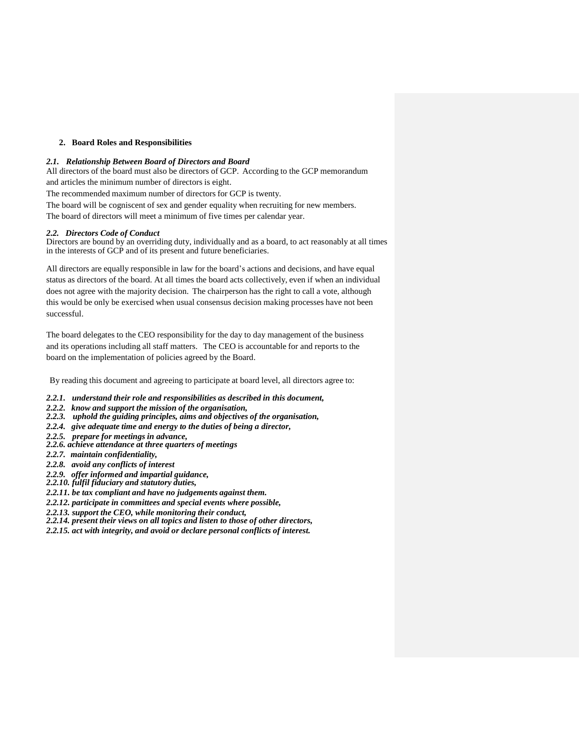## 2. Board Roles and Responsibilities

### *2.1. Relationship Between Board of Directors and Board*

All directors of the board must also be directors of GCP. According to the GCP memorandum and articles the minimum number of directors is eight.

The recommended maximum number of directors for GCP is twenty.

The board will be cogniscent of sex and gender equality when recruiting for new members.

The board of directors will meet a minimum of five times per calendar year.

### *2.2. Directors Code of Conduct*

Directors are bound by an overriding duty, individually and as a board, to act reasonably at all times in the interests of GCP and of its present and future beneficiaries.

All directors are equally responsible in law for the board's actions and decisions, and have equal status as directors of the board. At all times the board acts collectively, even if when an individual does not agree with the majority decision. The chairperson has the right to call a vote, although this would be only be exercised when usual consensus decision making processes have not been successful.

The board delegates to the CEO responsibility for the day to day management of the business and its operations including all staff matters. The CEO is accountable for and reports to the board on the implementation of policies agreed by the Board.

By reading this document and agreeing to participate at board level, all directors agree to:

***2.2.1. understand their role and responsibilities as described in this document,***
***2.2.2. know and support the mission of the organisation,***
***2.2.3. uphold the guiding principles, aims and objectives of the organisation,***
***2.2.4. give adequate time and energy to the duties of being a director,***
***2.2.5. prepare for meetings in advance,***
***2.2.6. achieve attendance at three quarters of meetings***
***2.2.7. maintain confidentiality,***
***2.2.8. avoid any conflicts of interest***
***2.2.9. offer informed and impartial guidance,***
***2.2.10. fulfil fiduciary and statutory duties,***
***2.2.11. be tax compliant and have no judgements against them.***
***2.2.12. participate in committees and special events where possible,***
***2.2.13. support the CEO, while monitoring their conduct,***
***2.2.14. present their views on all topics and listen to those of other directors,***
***2.2.15. act with integrity, and avoid or declare personal conflicts of interest.***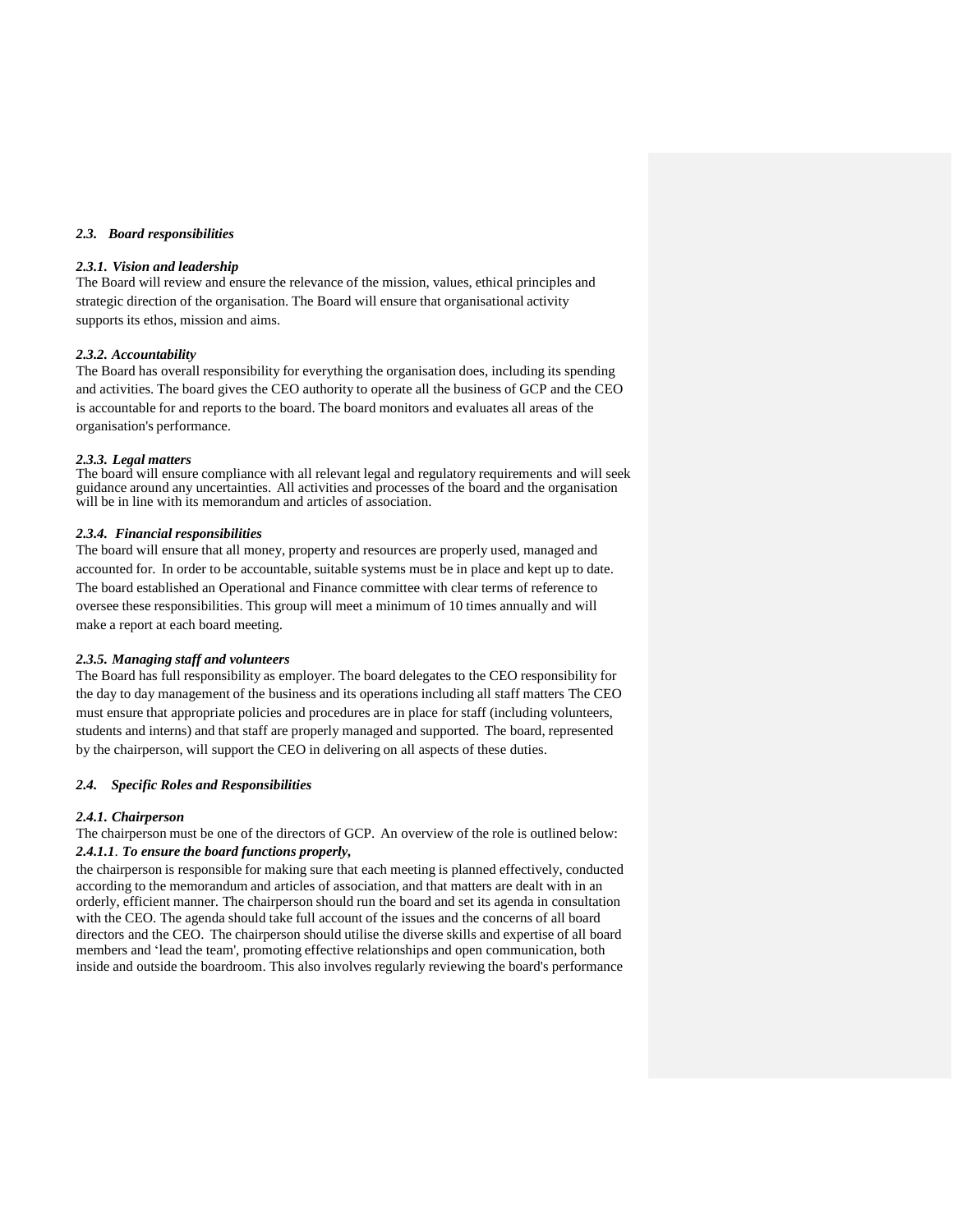### *2.3. Board responsibilities*

#### *2.3.1. Vision and leadership*

The Board will review and ensure the relevance of the mission, values, ethical principles and strategic direction of the organisation. The Board will ensure that organisational activity supports its ethos, mission and aims.

#### *2.3.2. Accountability*

The Board has overall responsibility for everything the organisation does, including its spending and activities. The board gives the CEO authority to operate all the business of GCP and the CEO is accountable for and reports to the board. The board monitors and evaluates all areas of the organisation's performance.

#### *2.3.3. Legal matters*

The board will ensure compliance with all relevant legal and regulatory requirements and will seek guidance around any uncertainties. All activities and processes of the board and the organisation will be in line with its memorandum and articles of association.

#### *2.3.4. Financial responsibilities*

The board will ensure that all money, property and resources are properly used, managed and accounted for. In order to be accountable, suitable systems must be in place and kept up to date. The board established an Operational and Finance committee with clear terms of reference to oversee these responsibilities. This group will meet a minimum of 10 times annually and will make a report at each board meeting.

#### *2.3.5. Managing staff and volunteers*

The Board has full responsibility as employer. The board delegates to the CEO responsibility for the day to day management of the business and its operations including all staff matters The CEO must ensure that appropriate policies and procedures are in place for staff (including volunteers, students and interns) and that staff are properly managed and supported. The board, represented by the chairperson, will support the CEO in delivering on all aspects of these duties.

### *2.4. Specific Roles and Responsibilities*

#### *2.4.1. Chairperson*

The chairperson must be one of the directors of GCP. An overview of the role is outlined below:

***2.4.1.1***. ***To ensure the board functions properly,***

the chairperson is responsible for making sure that each meeting is planned effectively, conducted according to the memorandum and articles of association, and that matters are dealt with in an orderly, efficient manner. The chairperson should run the board and set its agenda in consultation with the CEO. The agenda should take full account of the issues and the concerns of all board directors and the CEO. The chairperson should utilise the diverse skills and expertise of all board members and 'lead the team', promoting effective relationships and open communication, both inside and outside the boardroom. This also involves regularly reviewing the board's performance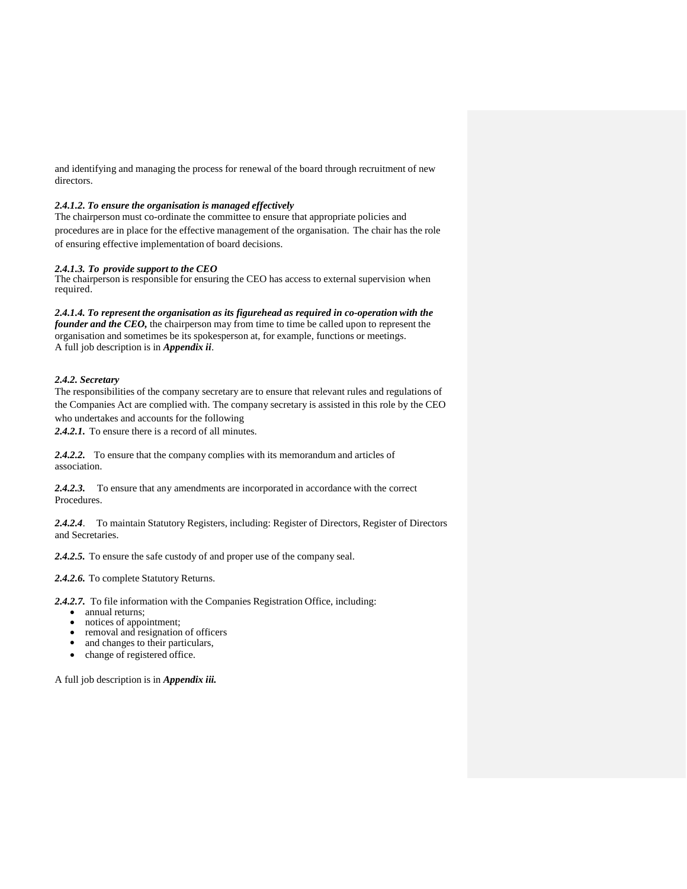and identifying and managing the process for renewal of the board through recruitment of new directors.

***2.4.1.2. To ensure the organisation is managed effectively***
The chairperson must co-ordinate the committee to ensure that appropriate policies and procedures are in place for the effective management of the organisation. The chair has the role of ensuring effective implementation of board decisions.

***2.4.1.3. To provide support to the CEO***
The chairperson is responsible for ensuring the CEO has access to external supervision when required.

***2.4.1.4. To represent the organisation as its figurehead as required in co-operation with the founder and the CEO,*** the chairperson may from time to time be called upon to represent the organisation and sometimes be its spokesperson at, for example, functions or meetings.
A full job description is in ***Appendix ii***.

***2.4.2. Secretary***
The responsibilities of the company secretary are to ensure that relevant rules and regulations of the Companies Act are complied with. The company secretary is assisted in this role by the CEO who undertakes and accounts for the following

***2.4.2.1.*** To ensure there is a record of all minutes.

***2.4.2.2.*** To ensure that the company complies with its memorandum and articles of association.

***2.4.2.3.*** To ensure that any amendments are incorporated in accordance with the correct Procedures.

***2.4.2.4***. To maintain Statutory Registers, including: Register of Directors, Register of Directors and Secretaries.

***2.4.2.5.*** To ensure the safe custody of and proper use of the company seal.

***2.4.2.6.*** To complete Statutory Returns.

***2.4.2.7.*** To file information with the Companies Registration Office, including:

- annual returns;
- notices of appointment;
- removal and resignation of officers
- and changes to their particulars,
- change of registered office.

A full job description is in ***Appendix iii.***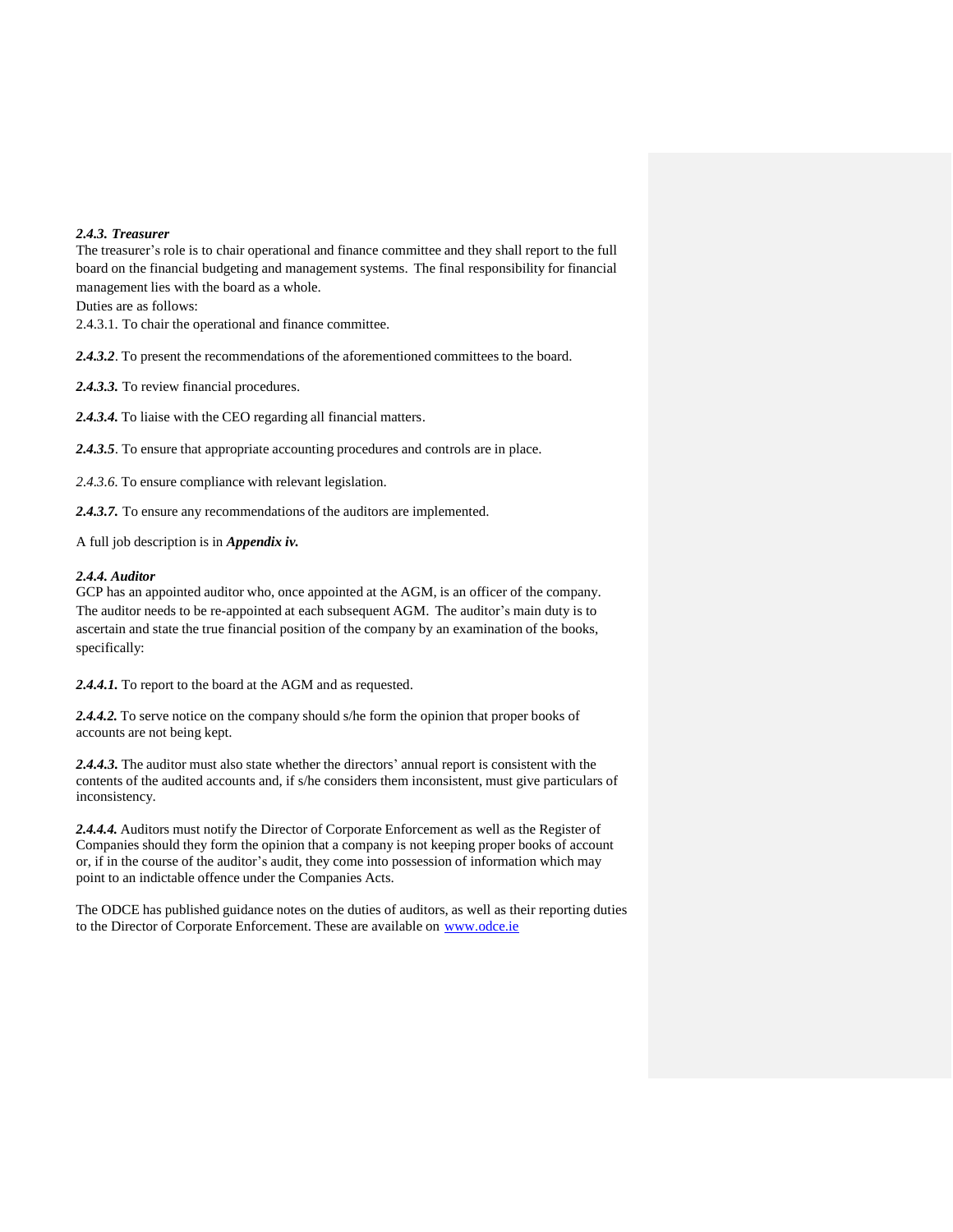### *2.4.3. Treasurer*

The treasurer's role is to chair operational and finance committee and they shall report to the full board on the financial budgeting and management systems. The final responsibility for financial management lies with the board as a whole.

Duties are as follows:

2.4.3.1. To chair the operational and finance committee.

***2.4.3.2***. To present the recommendations of the aforementioned committees to the board.

***2.4.3.3.*** To review financial procedures.

***2.4.3.4.*** To liaise with the CEO regarding all financial matters.

***2.4.3.5***. To ensure that appropriate accounting procedures and controls are in place.

*2.4.3.6.* To ensure compliance with relevant legislation.

***2.4.3.7.*** To ensure any recommendations of the auditors are implemented.

A full job description is in ***Appendix iv.***

### *2.4.4. Auditor*

GCP has an appointed auditor who, once appointed at the AGM, is an officer of the company. The auditor needs to be re-appointed at each subsequent AGM. The auditor's main duty is to ascertain and state the true financial position of the company by an examination of the books, specifically:

***2.4.4.1.*** To report to the board at the AGM and as requested.

***2.4.4.2.*** To serve notice on the company should s/he form the opinion that proper books of accounts are not being kept.

***2.4.4.3.*** The auditor must also state whether the directors' annual report is consistent with the contents of the audited accounts and, if s/he considers them inconsistent, must give particulars of inconsistency.

***2.4.4.4.*** Auditors must notify the Director of Corporate Enforcement as well as the Register of Companies should they form the opinion that a company is not keeping proper books of account or, if in the course of the auditor's audit, they come into possession of information which may point to an indictable offence under the Companies Acts.

The ODCE has published guidance notes on the duties of auditors, as well as their reporting duties to the Director of Corporate Enforcement. These are available on www.odce.ie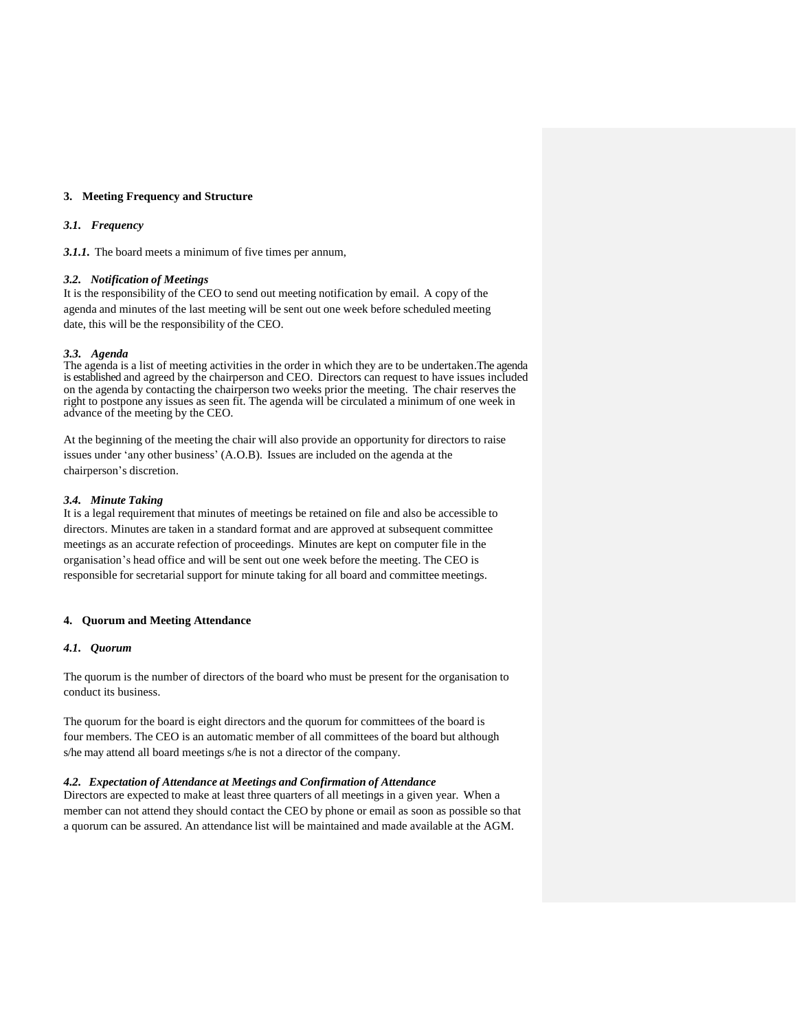## 3. Meeting Frequency and Structure

### *3.1. Frequency*

***3.1.1.*** The board meets a minimum of five times per annum,

### *3.2. Notification of Meetings*

It is the responsibility of the CEO to send out meeting notification by email. A copy of the agenda and minutes of the last meeting will be sent out one week before scheduled meeting date, this will be the responsibility of the CEO.

### *3.3. Agenda*

The agenda is a list of meeting activities in the order in which they are to be undertaken.The agenda is established and agreed by the chairperson and CEO. Directors can request to have issues included on the agenda by contacting the chairperson two weeks prior the meeting. The chair reserves the right to postpone any issues as seen fit. The agenda will be circulated a minimum of one week in advance of the meeting by the CEO.

At the beginning of the meeting the chair will also provide an opportunity for directors to raise issues under 'any other business' (A.O.B). Issues are included on the agenda at the chairperson's discretion.

### *3.4. Minute Taking*

It is a legal requirement that minutes of meetings be retained on file and also be accessible to directors. Minutes are taken in a standard format and are approved at subsequent committee meetings as an accurate refection of proceedings. Minutes are kept on computer file in the organisation's head office and will be sent out one week before the meeting. The CEO is responsible for secretarial support for minute taking for all board and committee meetings.

## 4. Quorum and Meeting Attendance

### *4.1. Quorum*

The quorum is the number of directors of the board who must be present for the organisation to conduct its business.

The quorum for the board is eight directors and the quorum for committees of the board is four members. The CEO is an automatic member of all committees of the board but although s/he may attend all board meetings s/he is not a director of the company.

### *4.2. Expectation of Attendance at Meetings and Confirmation of Attendance*

Directors are expected to make at least three quarters of all meetings in a given year. When a member can not attend they should contact the CEO by phone or email as soon as possible so that a quorum can be assured. An attendance list will be maintained and made available at the AGM.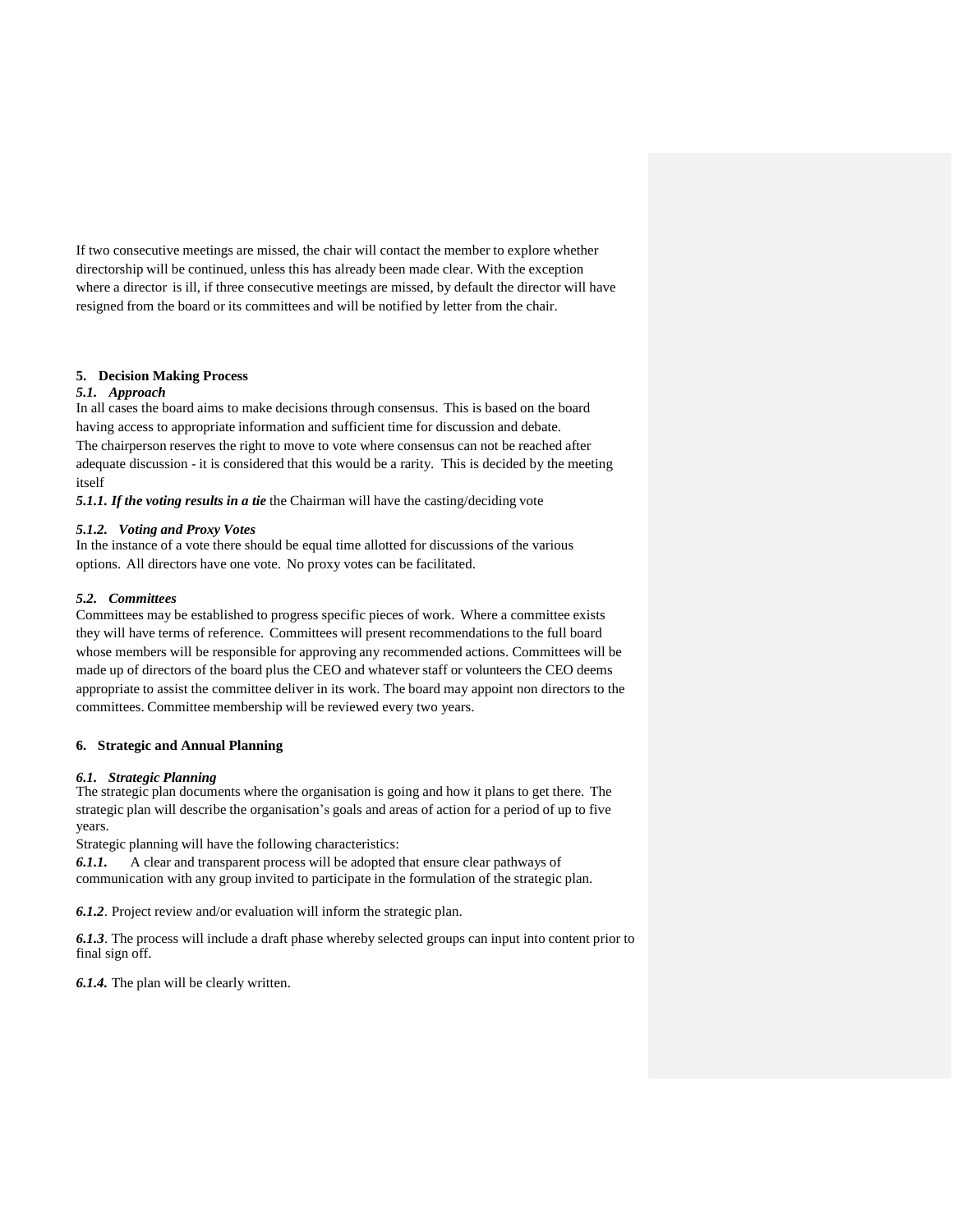If two consecutive meetings are missed, the chair will contact the member to explore whether directorship will be continued, unless this has already been made clear. With the exception where a director is ill, if three consecutive meetings are missed, by default the director will have resigned from the board or its committees and will be notified by letter from the chair.

## 5. Decision Making Process

### *5.1. Approach*

In all cases the board aims to make decisions through consensus. This is based on the board having access to appropriate information and sufficient time for discussion and debate.
The chairperson reserves the right to move to vote where consensus can not be reached after adequate discussion - it is considered that this would be a rarity. This is decided by the meeting itself

***5.1.1. If the voting results in a tie*** the Chairman will have the casting/deciding vote

#### *5.1.2. Voting and Proxy Votes*

In the instance of a vote there should be equal time allotted for discussions of the various options. All directors have one vote. No proxy votes can be facilitated.

### *5.2. Committees*

Committees may be established to progress specific pieces of work. Where a committee exists they will have terms of reference. Committees will present recommendations to the full board whose members will be responsible for approving any recommended actions. Committees will be made up of directors of the board plus the CEO and whatever staff or volunteers the CEO deems appropriate to assist the committee deliver in its work. The board may appoint non directors to the committees. Committee membership will be reviewed every two years.

## 6. Strategic and Annual Planning

### *6.1. Strategic Planning*

The strategic plan documents where the organisation is going and how it plans to get there. The strategic plan will describe the organisation's goals and areas of action for a period of up to five years.
Strategic planning will have the following characteristics:

***6.1.1.*** A clear and transparent process will be adopted that ensure clear pathways of communication with any group invited to participate in the formulation of the strategic plan.

***6.1.2***. Project review and/or evaluation will inform the strategic plan.

***6.1.3***. The process will include a draft phase whereby selected groups can input into content prior to final sign off.

***6.1.4.*** The plan will be clearly written.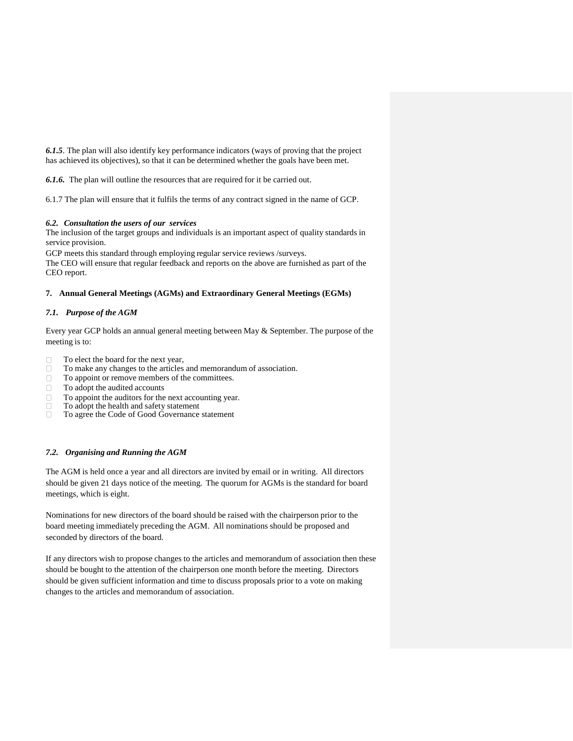***6.1.5***. The plan will also identify key performance indicators (ways of proving that the project has achieved its objectives), so that it can be determined whether the goals have been met.

***6.1.6.*** The plan will outline the resources that are required for it be carried out.

6.1.7 The plan will ensure that it fulfils the terms of any contract signed in the name of GCP.

***6.2. Consultation the users of our services***

The inclusion of the target groups and individuals is an important aspect of quality standards in service provision.

GCP meets this standard through employing regular service reviews /surveys.

The CEO will ensure that regular feedback and reports on the above are furnished as part of the CEO report.

## 7. Annual General Meetings (AGMs) and Extraordinary General Meetings (EGMs)

### *7.1. Purpose of the AGM*

Every year GCP holds an annual general meeting between May & September. The purpose of the meeting is to:

- To elect the board for the next year,
- To make any changes to the articles and memorandum of association.
- To appoint or remove members of the committees.
- To adopt the audited accounts
- To appoint the auditors for the next accounting year.
- To adopt the health and safety statement
- To agree the Code of Good Governance statement

### *7.2. Organising and Running the AGM*

The AGM is held once a year and all directors are invited by email or in writing. All directors should be given 21 days notice of the meeting. The quorum for AGMs is the standard for board meetings, which is eight.

Nominations for new directors of the board should be raised with the chairperson prior to the board meeting immediately preceding the AGM. All nominations should be proposed and seconded by directors of the board.

If any directors wish to propose changes to the articles and memorandum of association then these should be bought to the attention of the chairperson one month before the meeting. Directors should be given sufficient information and time to discuss proposals prior to a vote on making changes to the articles and memorandum of association.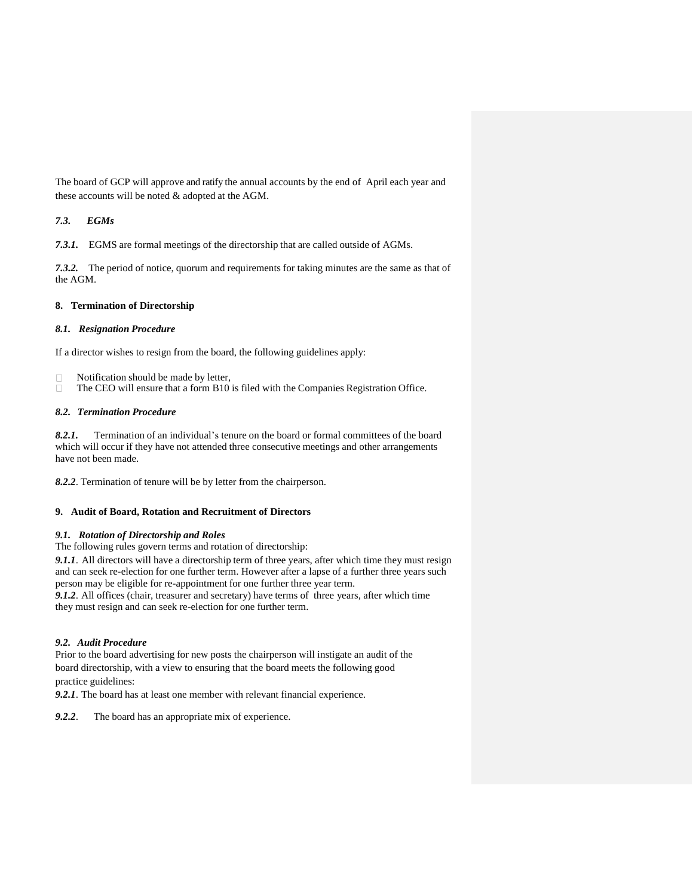The board of GCP will approve and ratify the annual accounts by the end of April each year and these accounts will be noted & adopted at the AGM.

### *7.3. EGMs*

***7.3.1.*** EGMS are formal meetings of the directorship that are called outside of AGMs.

***7.3.2.*** The period of notice, quorum and requirements for taking minutes are the same as that of the AGM.

## 8. Termination of Directorship

### *8.1. Resignation Procedure*

If a director wishes to resign from the board, the following guidelines apply:

- Notification should be made by letter,
- The CEO will ensure that a form B10 is filed with the Companies Registration Office.

### *8.2. Termination Procedure*

***8.2.1.*** Termination of an individual's tenure on the board or formal committees of the board which will occur if they have not attended three consecutive meetings and other arrangements have not been made.

***8.2.2***. Termination of tenure will be by letter from the chairperson.

## 9. Audit of Board, Rotation and Recruitment of Directors

### *9.1. Rotation of Directorship and Roles*

The following rules govern terms and rotation of directorship:

***9.1.1***. All directors will have a directorship term of three years, after which time they must resign and can seek re-election for one further term. However after a lapse of a further three years such person may be eligible for re-appointment for one further three year term.

***9.1.2***. All offices (chair, treasurer and secretary) have terms of three years, after which time they must resign and can seek re-election for one further term.

### *9.2. Audit Procedure*

Prior to the board advertising for new posts the chairperson will instigate an audit of the board directorship, with a view to ensuring that the board meets the following good practice guidelines:

***9.2.1***. The board has at least one member with relevant financial experience.

***9.2.2***. The board has an appropriate mix of experience.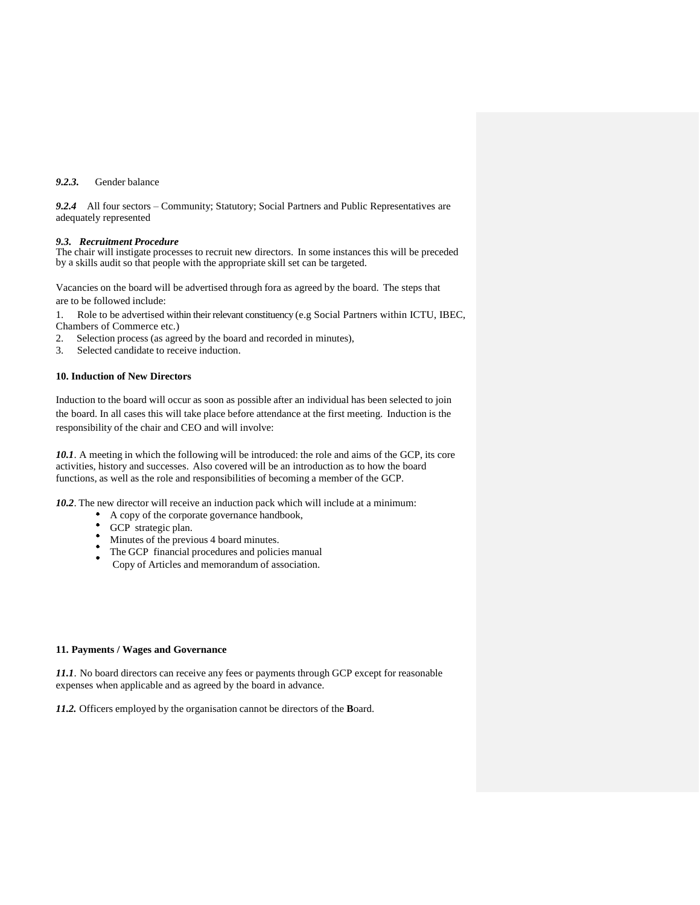***9.2.3.*** Gender balance

***9.2.4*** All four sectors – Community; Statutory; Social Partners and Public Representatives are adequately represented

***9.3. Recruitment Procedure***

The chair will instigate processes to recruit new directors. In some instances this will be preceded by a skills audit so that people with the appropriate skill set can be targeted.

Vacancies on the board will be advertised through fora as agreed by the board. The steps that are to be followed include:

1. Role to be advertised within their relevant constituency (e.g Social Partners within ICTU, IBEC, Chambers of Commerce etc.)
2. Selection process (as agreed by the board and recorded in minutes),
3. Selected candidate to receive induction.

**10. Induction of New Directors**

Induction to the board will occur as soon as possible after an individual has been selected to join the board. In all cases this will take place before attendance at the first meeting. Induction is the responsibility of the chair and CEO and will involve:

***10.1***. A meeting in which the following will be introduced: the role and aims of the GCP, its core activities, history and successes. Also covered will be an introduction as to how the board functions, as well as the role and responsibilities of becoming a member of the GCP.

***10.2***. The new director will receive an induction pack which will include at a minimum:

- A copy of the corporate governance handbook,
- GCP strategic plan.
- Minutes of the previous 4 board minutes.
- The GCP financial procedures and policies manual
- Copy of Articles and memorandum of association.

**11. Payments / Wages and Governance**

***11.1***. No board directors can receive any fees or payments through GCP except for reasonable expenses when applicable and as agreed by the board in advance.

***11.2.*** Officers employed by the organisation cannot be directors of the **B**oard.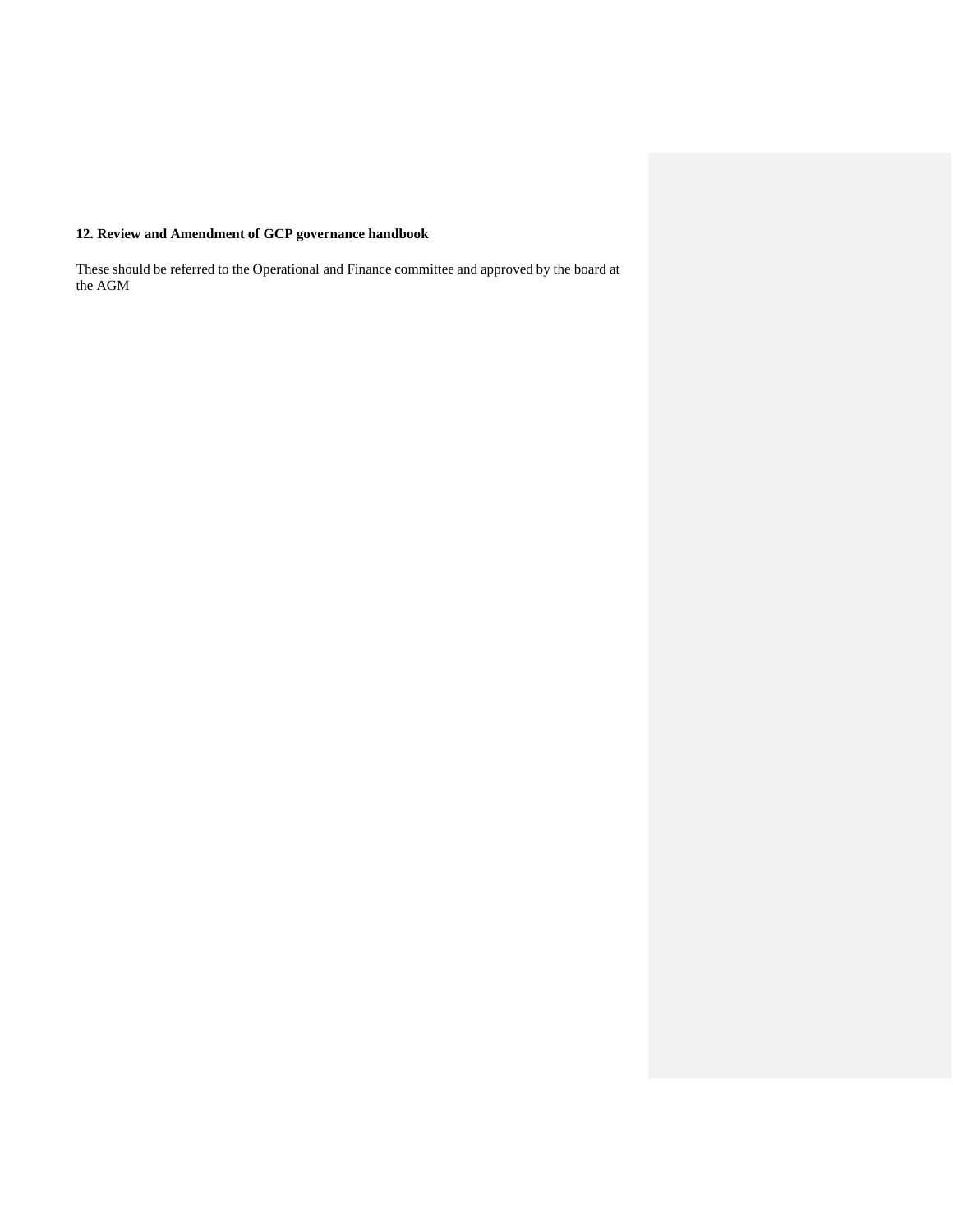**12. Review and Amendment of GCP governance handbook**

These should be referred to the Operational and Finance committee and approved by the board at the AGM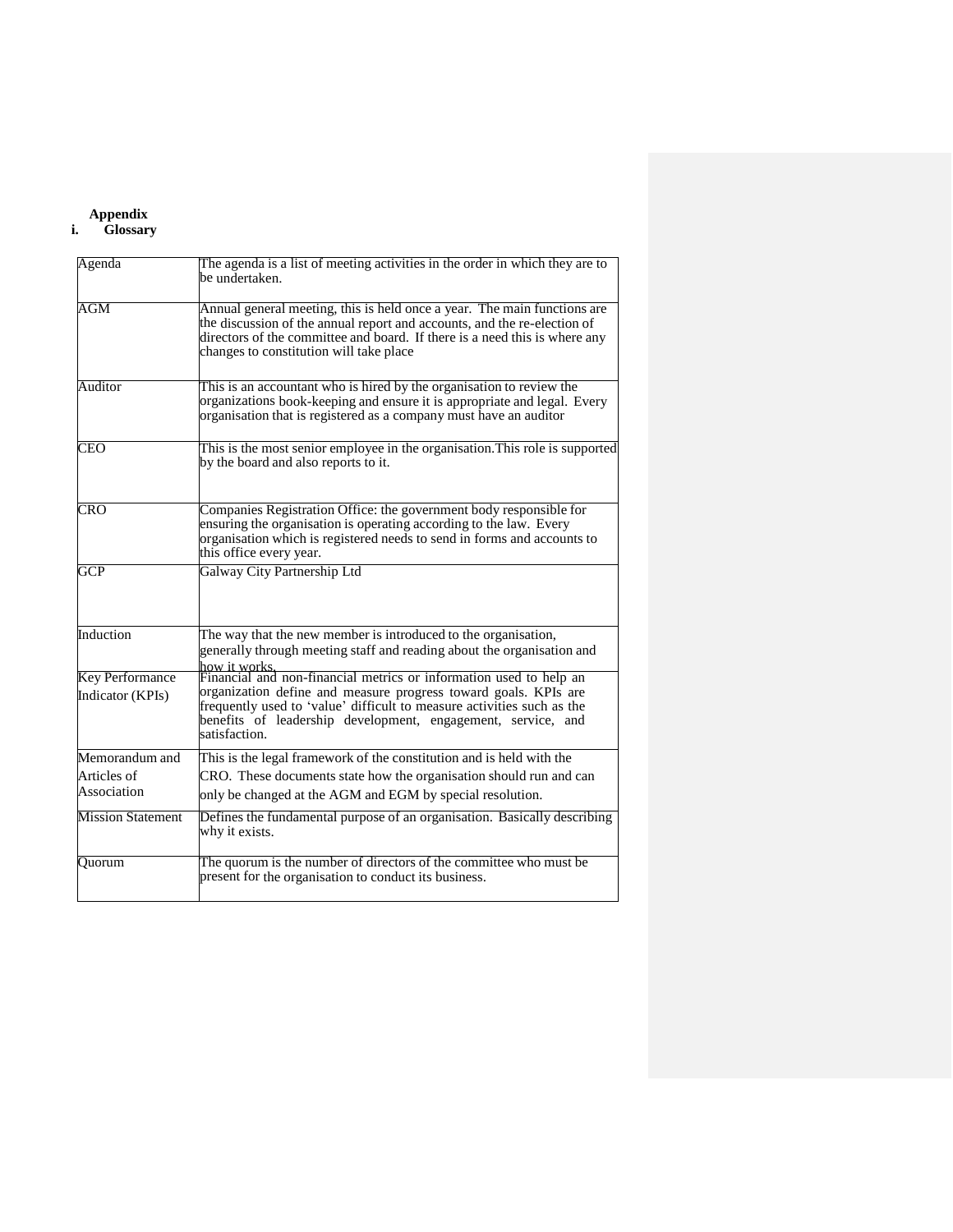## Appendix

### i. Glossary

| Agenda | The agenda is a list of meeting activities in the order in which they are to be undertaken. |
|---|---|
| AGM | Annual general meeting, this is held once a year. The main functions are the discussion of the annual report and accounts, and the re-election of directors of the committee and board. If there is a need this is where any changes to constitution will take place |
| Auditor | This is an accountant who is hired by the organisation to review the organizations book-keeping and ensure it is appropriate and legal. Every organisation that is registered as a company must have an auditor |
| CEO | This is the most senior employee in the organisation.This role is supported by the board and also reports to it. |
| CRO | Companies Registration Office: the government body responsible for ensuring the organisation is operating according to the law. Every organisation which is registered needs to send in forms and accounts to this office every year. |
| GCP | Galway City Partnership Ltd |
| Induction | The way that the new member is introduced to the organisation, generally through meeting staff and reading about the organisation and how it works. |
| Key Performance Indicator (KPIs) | Financial and non-financial metrics or information used to help an organization define and measure progress toward goals. KPIs are frequently used to 'value' difficult to measure activities such as the benefits of leadership development, engagement, service, and satisfaction. |
| Memorandum and Articles of Association | This is the legal framework of the constitution and is held with the CRO. These documents state how the organisation should run and can only be changed at the AGM and EGM by special resolution. |
| Mission Statement | Defines the fundamental purpose of an organisation. Basically describing why it exists. |
| Quorum | The quorum is the number of directors of the committee who must be present for the organisation to conduct its business. |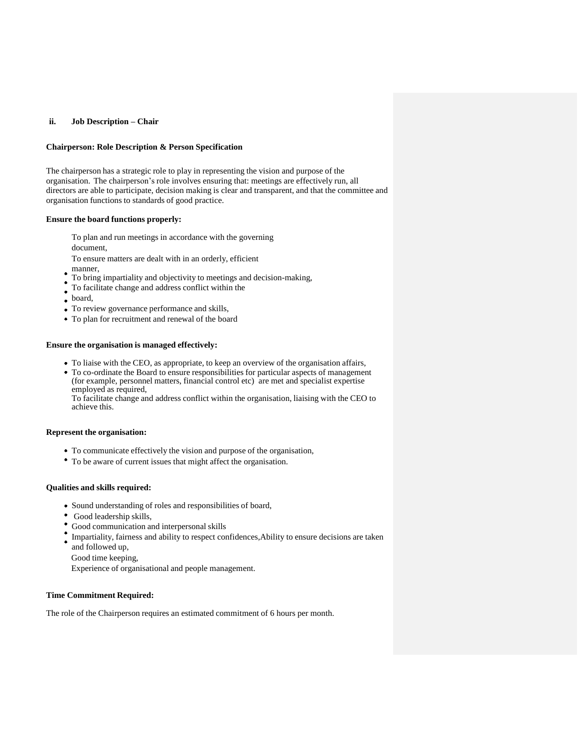## ii. Job Description – Chair

**Chairperson: Role Description & Person Specification**

The chairperson has a strategic role to play in representing the vision and purpose of the organisation. The chairperson's role involves ensuring that: meetings are effectively run, all directors are able to participate, decision making is clear and transparent, and that the committee and organisation functions to standards of good practice.

**Ensure the board functions properly:**

- To plan and run meetings in accordance with the governing document,
- To ensure matters are dealt with in an orderly, efficient manner,
- To bring impartiality and objectivity to meetings and decision-making,
- To facilitate change and address conflict within the board,
- To review governance performance and skills,
- To plan for recruitment and renewal of the board

**Ensure the organisation is managed effectively:**

- To liaise with the CEO, as appropriate, to keep an overview of the organisation affairs,
- To co-ordinate the Board to ensure responsibilities for particular aspects of management (for example, personnel matters, financial control etc) are met and specialist expertise employed as required,
- To facilitate change and address conflict within the organisation, liaising with the CEO to achieve this.

**Represent the organisation:**

- To communicate effectively the vision and purpose of the organisation,
- To be aware of current issues that might affect the organisation.

**Qualities and skills required:**

- Sound understanding of roles and responsibilities of board,
- Good leadership skills,
- Good communication and interpersonal skills
- Impartiality, fairness and ability to respect confidences,Ability to ensure decisions are taken and followed up,
- Good time keeping,
- Experience of organisational and people management.

**Time Commitment Required:**

The role of the Chairperson requires an estimated commitment of 6 hours per month.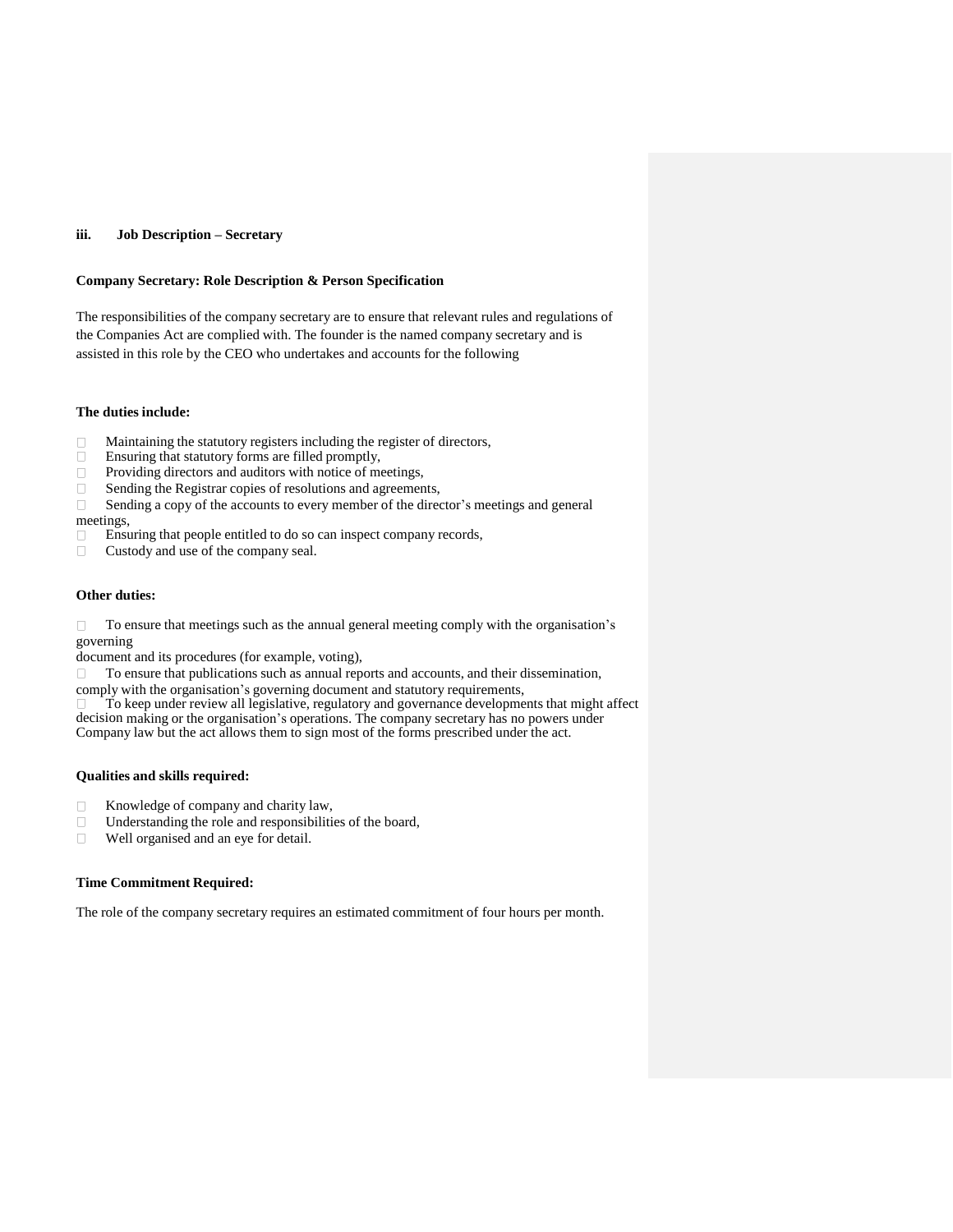### iii. Job Description – Secretary

**Company Secretary: Role Description & Person Specification**

The responsibilities of the company secretary are to ensure that relevant rules and regulations of the Companies Act are complied with. The founder is the named company secretary and is assisted in this role by the CEO who undertakes and accounts for the following

**The duties include:**

- Maintaining the statutory registers including the register of directors,
- Ensuring that statutory forms are filled promptly,
- Providing directors and auditors with notice of meetings,
- Sending the Registrar copies of resolutions and agreements,
- Sending a copy of the accounts to every member of the director's meetings and general meetings,
- Ensuring that people entitled to do so can inspect company records,
- Custody and use of the company seal.

**Other duties:**

- To ensure that meetings such as the annual general meeting comply with the organisation's governing document and its procedures (for example, voting),
- To ensure that publications such as annual reports and accounts, and their dissemination, comply with the organisation's governing document and statutory requirements,
- To keep under review all legislative, regulatory and governance developments that might affect decision making or the organisation's operations. The company secretary has no powers under Company law but the act allows them to sign most of the forms prescribed under the act.

**Qualities and skills required:**

- Knowledge of company and charity law,
- Understanding the role and responsibilities of the board,
- Well organised and an eye for detail.

**Time Commitment Required:**

The role of the company secretary requires an estimated commitment of four hours per month.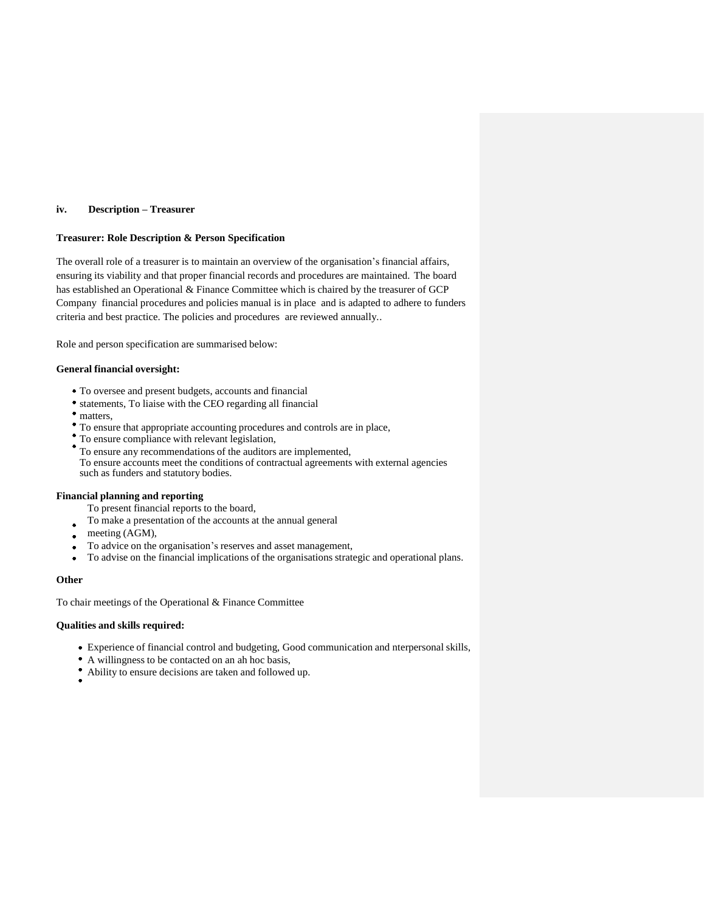**iv. Description – Treasurer**

**Treasurer: Role Description & Person Specification**

The overall role of a treasurer is to maintain an overview of the organisation's financial affairs, ensuring its viability and that proper financial records and procedures are maintained. The board has established an Operational & Finance Committee which is chaired by the treasurer of GCP Company financial procedures and policies manual is in place and is adapted to adhere to funders criteria and best practice. The policies and procedures are reviewed annually..

Role and person specification are summarised below:

**General financial oversight:**

- To oversee and present budgets, accounts and financial statements, To liaise with the CEO regarding all financial matters,
- To ensure that appropriate accounting procedures and controls are in place,
- To ensure compliance with relevant legislation,
- To ensure any recommendations of the auditors are implemented,
- To ensure accounts meet the conditions of contractual agreements with external agencies such as funders and statutory bodies.

**Financial planning and reporting**

- To present financial reports to the board,
- To make a presentation of the accounts at the annual general meeting (AGM),
- To advice on the organisation's reserves and asset management,
- To advise on the financial implications of the organisations strategic and operational plans.

**Other**

To chair meetings of the Operational & Finance Committee

**Qualities and skills required:**

- Experience of financial control and budgeting, Good communication and nterpersonal skills,
- A willingness to be contacted on an ah hoc basis,
- Ability to ensure decisions are taken and followed up.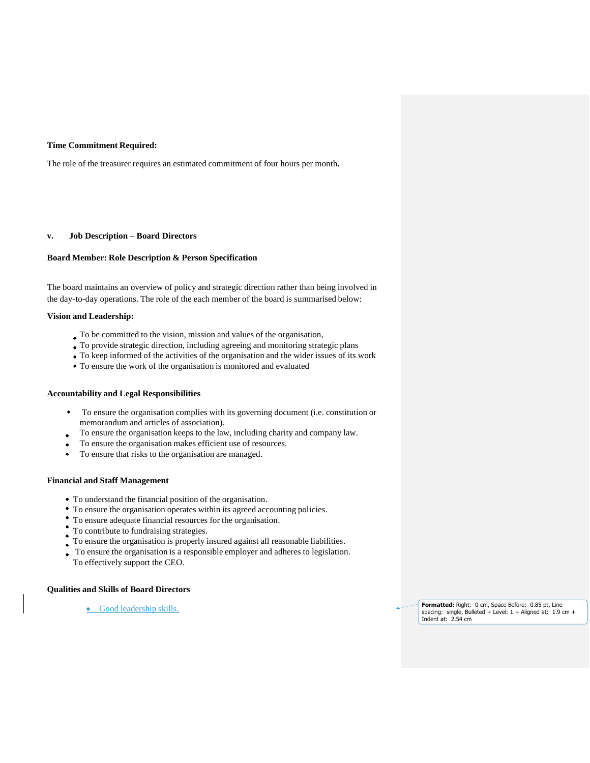**Time Commitment Required:**

The role of the treasurer requires an estimated commitment of four hours per month**.**

**v. Job Description – Board Directors**

**Board Member: Role Description & Person Specification**

The board maintains an overview of policy and strategic direction rather than being involved in the day-to-day operations. The role of the each member of the board is summarised below:

**Vision and Leadership:**

- To be committed to the vision, mission and values of the organisation,
- To provide strategic direction, including agreeing and monitoring strategic plans
- To keep informed of the activities of the organisation and the wider issues of its work
- To ensure the work of the organisation is monitored and evaluated

**Accountability and Legal Responsibilities**

- To ensure the organisation complies with its governing document (i.e. constitution or memorandum and articles of association).
- To ensure the organisation keeps to the law, including charity and company law.
- To ensure the organisation makes efficient use of resources.
- To ensure that risks to the organisation are managed.

**Financial and Staff Management**

- To understand the financial position of the organisation.
- To ensure the organisation operates within its agreed accounting policies.
- To ensure adequate financial resources for the organisation.
- To contribute to fundraising strategies.
- To ensure the organisation is properly insured against all reasonable liabilities.
- To ensure the organisation is a responsible employer and adheres to legislation.
- To effectively support the CEO.

**Qualities and Skills of Board Directors**

- Good leadership skills.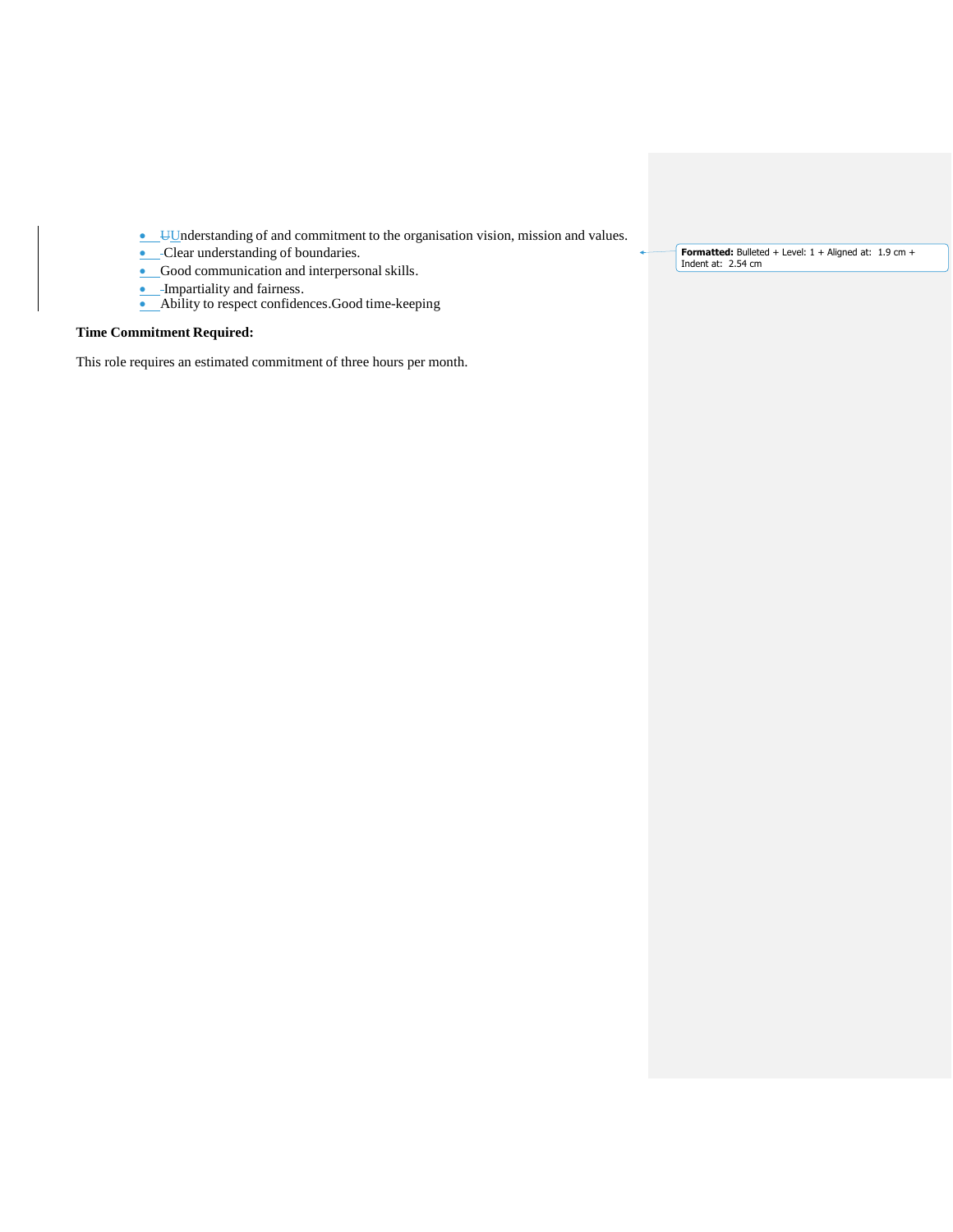- Understanding of and commitment to the organisation vision, mission and values.
- Clear understanding of boundaries.
- Good communication and interpersonal skills.
- Impartiality and fairness.
- Ability to respect confidences.Good time-keeping

**Time Commitment Required:**

This role requires an estimated commitment of three hours per month.